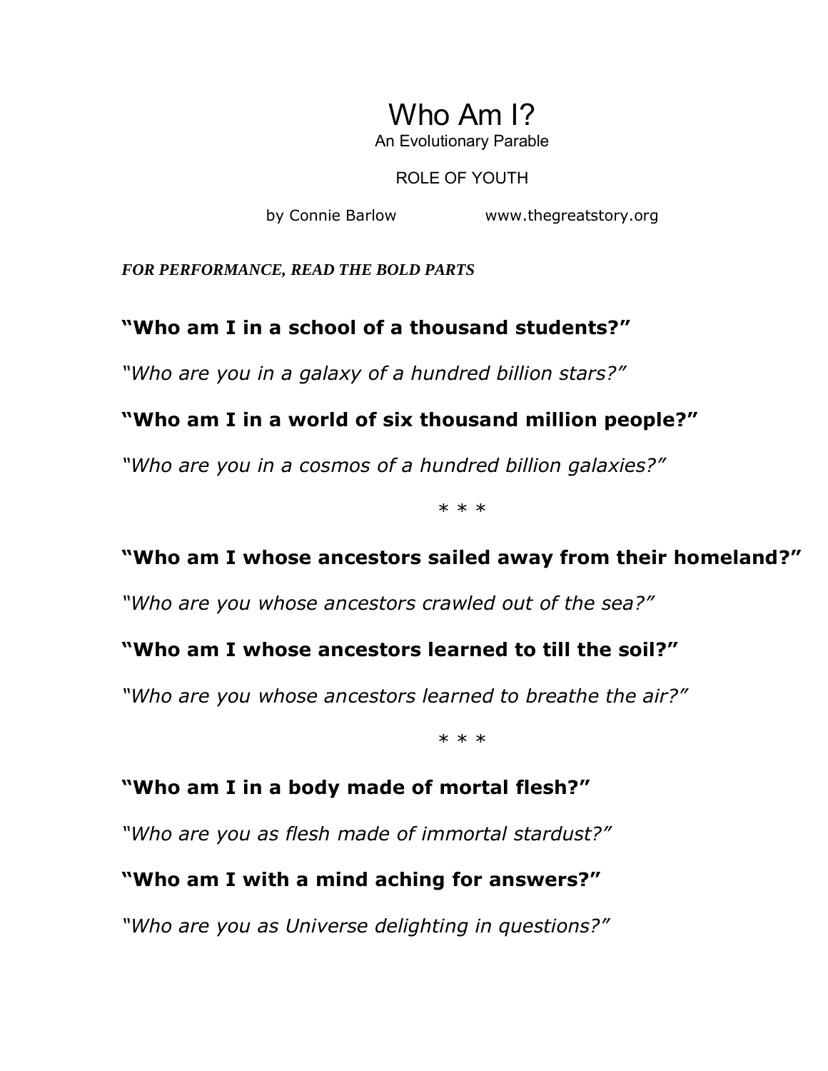# Who Am I?

An Evolutionary Parable

ROLE OF YOUTH

by Connie Barlow www.thegreatstory.org

***FOR PERFORMANCE, READ THE BOLD PARTS***

**"Who am I in a school of a thousand students?"**

*"Who are you in a galaxy of a hundred billion stars?"*

**"Who am I in a world of six thousand million people?"**

*"Who are you in a cosmos of a hundred billion galaxies?"*

* * *

**"Who am I whose ancestors sailed away from their homeland?"**

*"Who are you whose ancestors crawled out of the sea?"*

**"Who am I whose ancestors learned to till the soil?"**

*"Who are you whose ancestors learned to breathe the air?"*

* * *

**"Who am I in a body made of mortal flesh?"**

*"Who are you as flesh made of immortal stardust?"*

**"Who am I with a mind aching for answers?"**

*"Who are you as Universe delighting in questions?"*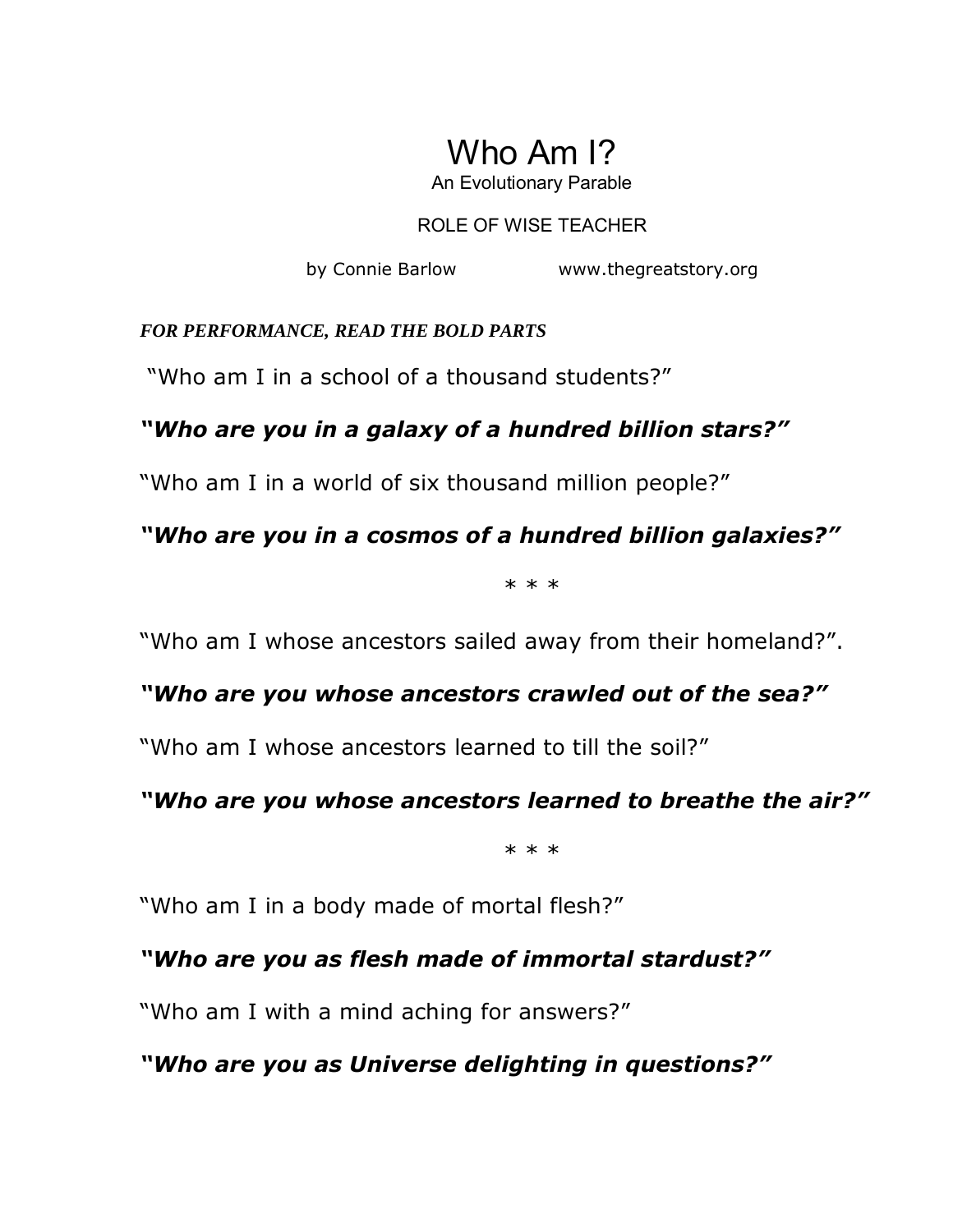# Who Am I?

An Evolutionary Parable

ROLE OF WISE TEACHER

by Connie Barlow www.thegreatstory.org

***FOR PERFORMANCE, READ THE BOLD PARTS***

"Who am I in a school of a thousand students?"

***"Who are you in a galaxy of a hundred billion stars?"***

"Who am I in a world of six thousand million people?"

***"Who are you in a cosmos of a hundred billion galaxies?"***

\* \* \*

"Who am I whose ancestors sailed away from their homeland?".

***"Who are you whose ancestors crawled out of the sea?"***

"Who am I whose ancestors learned to till the soil?"

***"Who are you whose ancestors learned to breathe the air?"***

\* \* \*

"Who am I in a body made of mortal flesh?"

***"Who are you as flesh made of immortal stardust?"***

"Who am I with a mind aching for answers?"

***"Who are you as Universe delighting in questions?"***